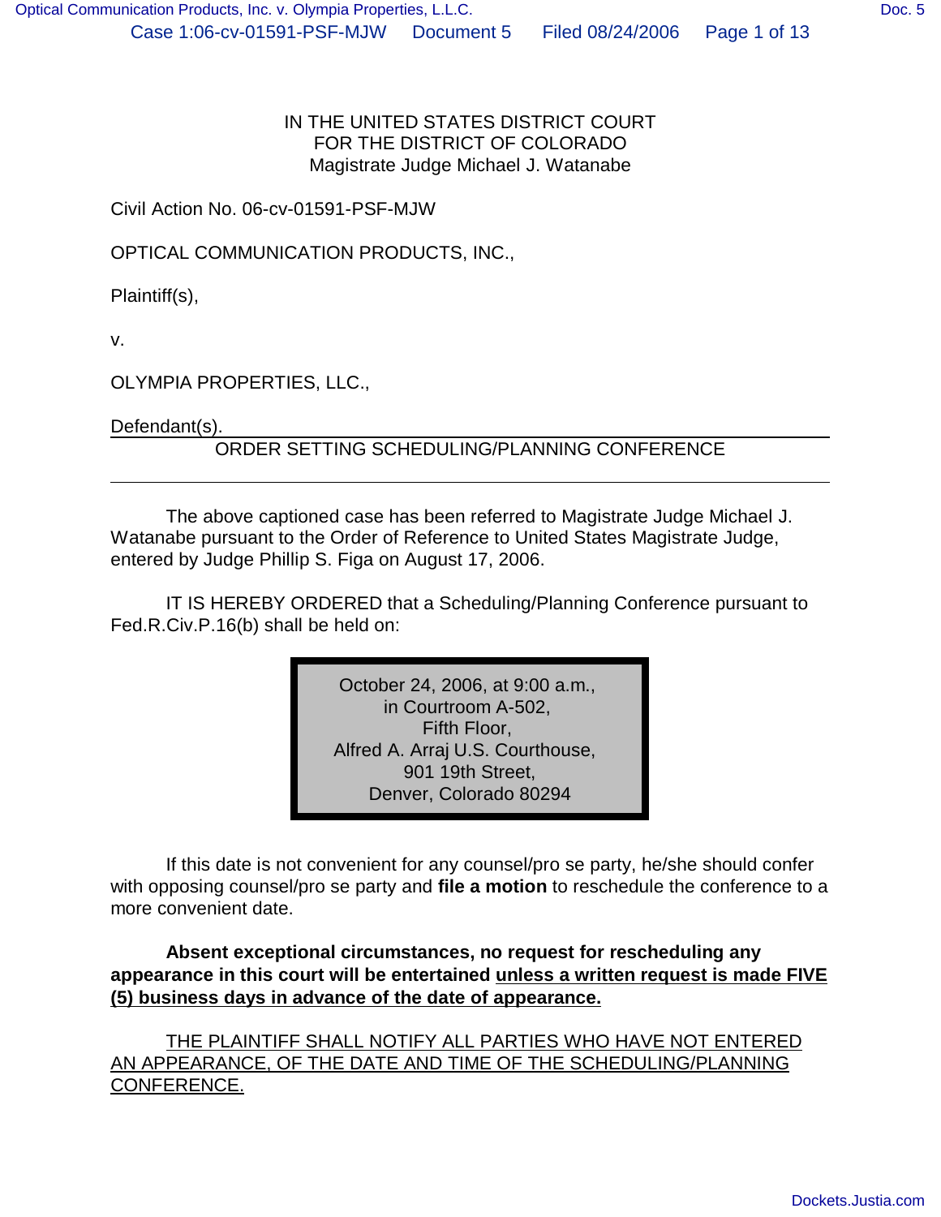IN THE UNITED STATES DISTRICT COURT
FOR THE DISTRICT OF COLORADO
Magistrate Judge Michael J. Watanabe

Civil Action No. 06-cv-01591-PSF-MJW

OPTICAL COMMUNICATION PRODUCTS, INC.,

Plaintiff(s),

v.

OLYMPIA PROPERTIES, LLC.,

Defendant(s).

## ORDER SETTING SCHEDULING/PLANNING CONFERENCE

The above captioned case has been referred to Magistrate Judge Michael J. Watanabe pursuant to the Order of Reference to United States Magistrate Judge, entered by Judge Phillip S. Figa on August 17, 2006.

IT IS HEREBY ORDERED that a Scheduling/Planning Conference pursuant to Fed.R.Civ.P.16(b) shall be held on:

October 24, 2006, at 9:00 a.m.,
in Courtroom A-502,
Fifth Floor,
Alfred A. Arraj U.S. Courthouse,
901 19th Street,
Denver, Colorado 80294

If this date is not convenient for any counsel/pro se party, he/she should confer with opposing counsel/pro se party and **file a motion** to reschedule the conference to a more convenient date.

**Absent exceptional circumstances, no request for rescheduling any appearance in this court will be entertained unless a written request is made FIVE (5) business days in advance of the date of appearance.**

THE PLAINTIFF SHALL NOTIFY ALL PARTIES WHO HAVE NOT ENTERED AN APPEARANCE, OF THE DATE AND TIME OF THE SCHEDULING/PLANNING CONFERENCE.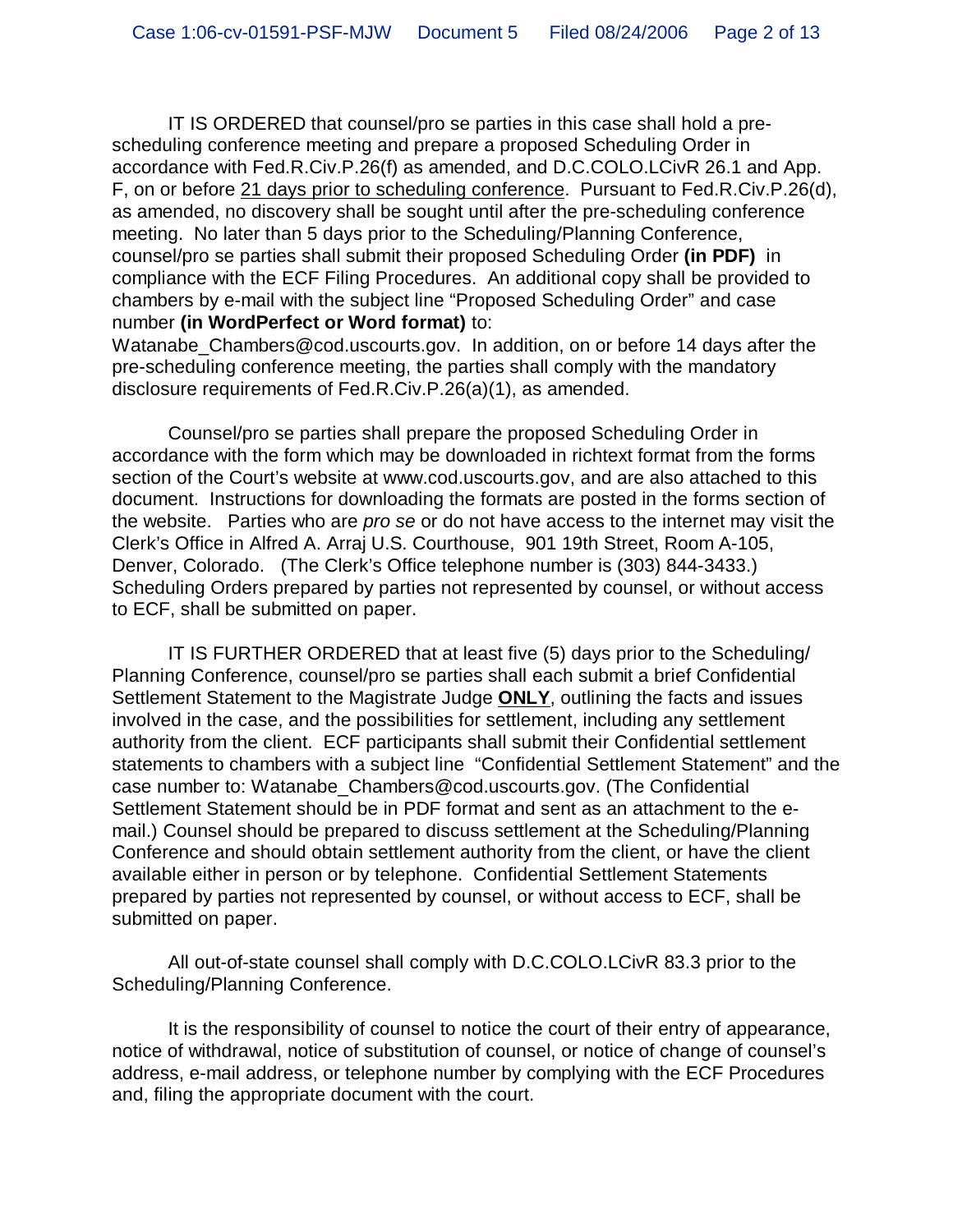IT IS ORDERED that counsel/pro se parties in this case shall hold a pre-scheduling conference meeting and prepare a proposed Scheduling Order in accordance with Fed.R.Civ.P.26(f) as amended, and D.C.COLO.LCivR 26.1 and App. F, on or before 21 days prior to scheduling conference. Pursuant to Fed.R.Civ.P.26(d), as amended, no discovery shall be sought until after the pre-scheduling conference meeting. No later than 5 days prior to the Scheduling/Planning Conference, counsel/pro se parties shall submit their proposed Scheduling Order **(in PDF)** in compliance with the ECF Filing Procedures. An additional copy shall be provided to chambers by e-mail with the subject line "Proposed Scheduling Order" and case number **(in WordPerfect or Word format)** to: Watanabe_Chambers@cod.uscourts.gov. In addition, on or before 14 days after the pre-scheduling conference meeting, the parties shall comply with the mandatory disclosure requirements of Fed.R.Civ.P.26(a)(1), as amended.

Counsel/pro se parties shall prepare the proposed Scheduling Order in accordance with the form which may be downloaded in richtext format from the forms section of the Court's website at www.cod.uscourts.gov, and are also attached to this document. Instructions for downloading the formats are posted in the forms section of the website. Parties who are *pro se* or do not have access to the internet may visit the Clerk's Office in Alfred A. Arraj U.S. Courthouse, 901 19th Street, Room A-105, Denver, Colorado. (The Clerk's Office telephone number is (303) 844-3433.) Scheduling Orders prepared by parties not represented by counsel, or without access to ECF, shall be submitted on paper.

IT IS FURTHER ORDERED that at least five (5) days prior to the Scheduling/ Planning Conference, counsel/pro se parties shall each submit a brief Confidential Settlement Statement to the Magistrate Judge **ONLY**, outlining the facts and issues involved in the case, and the possibilities for settlement, including any settlement authority from the client. ECF participants shall submit their Confidential settlement statements to chambers with a subject line "Confidential Settlement Statement" and the case number to: Watanabe_Chambers@cod.uscourts.gov. (The Confidential Settlement Statement should be in PDF format and sent as an attachment to the e-mail.) Counsel should be prepared to discuss settlement at the Scheduling/Planning Conference and should obtain settlement authority from the client, or have the client available either in person or by telephone. Confidential Settlement Statements prepared by parties not represented by counsel, or without access to ECF, shall be submitted on paper.

All out-of-state counsel shall comply with D.C.COLO.LCivR 83.3 prior to the Scheduling/Planning Conference.

It is the responsibility of counsel to notice the court of their entry of appearance, notice of withdrawal, notice of substitution of counsel, or notice of change of counsel's address, e-mail address, or telephone number by complying with the ECF Procedures and, filing the appropriate document with the court.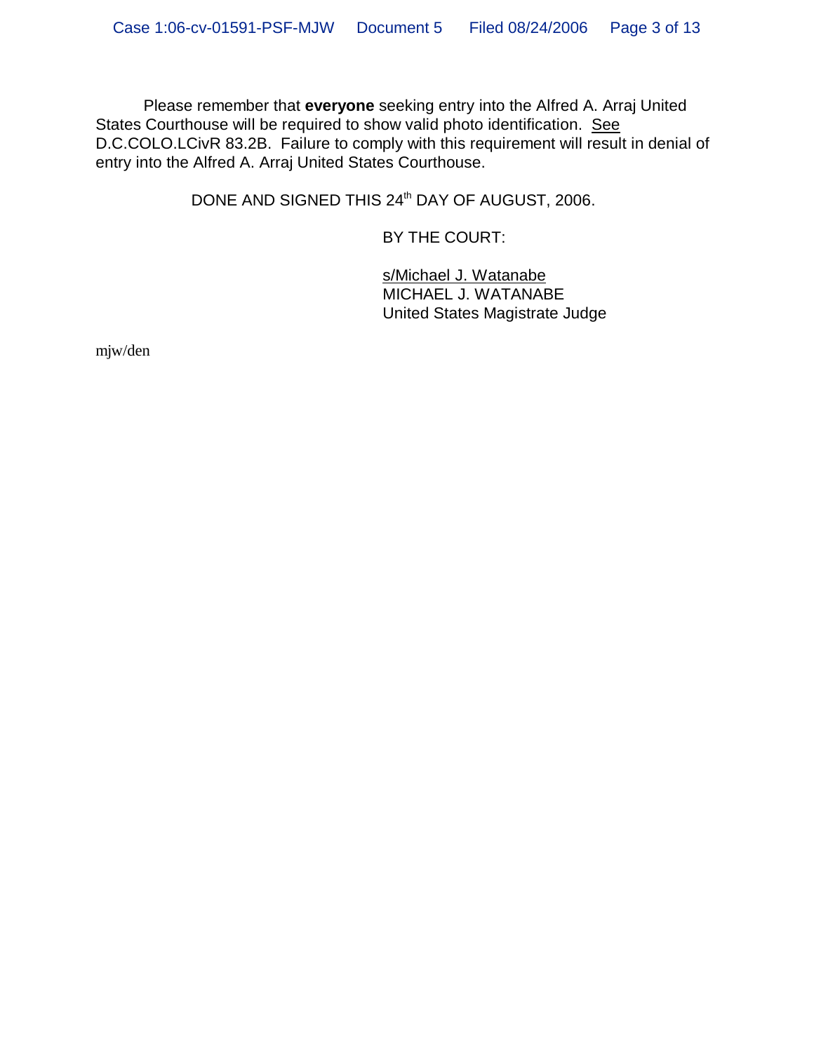Please remember that **everyone** seeking entry into the Alfred A. Arraj United States Courthouse will be required to show valid photo identification. See D.C.COLO.LCivR 83.2B. Failure to comply with this requirement will result in denial of entry into the Alfred A. Arraj United States Courthouse.

DONE AND SIGNED THIS 24th DAY OF AUGUST, 2006.

BY THE COURT:

s/Michael J. Watanabe
MICHAEL J. WATANABE
United States Magistrate Judge

mjw/den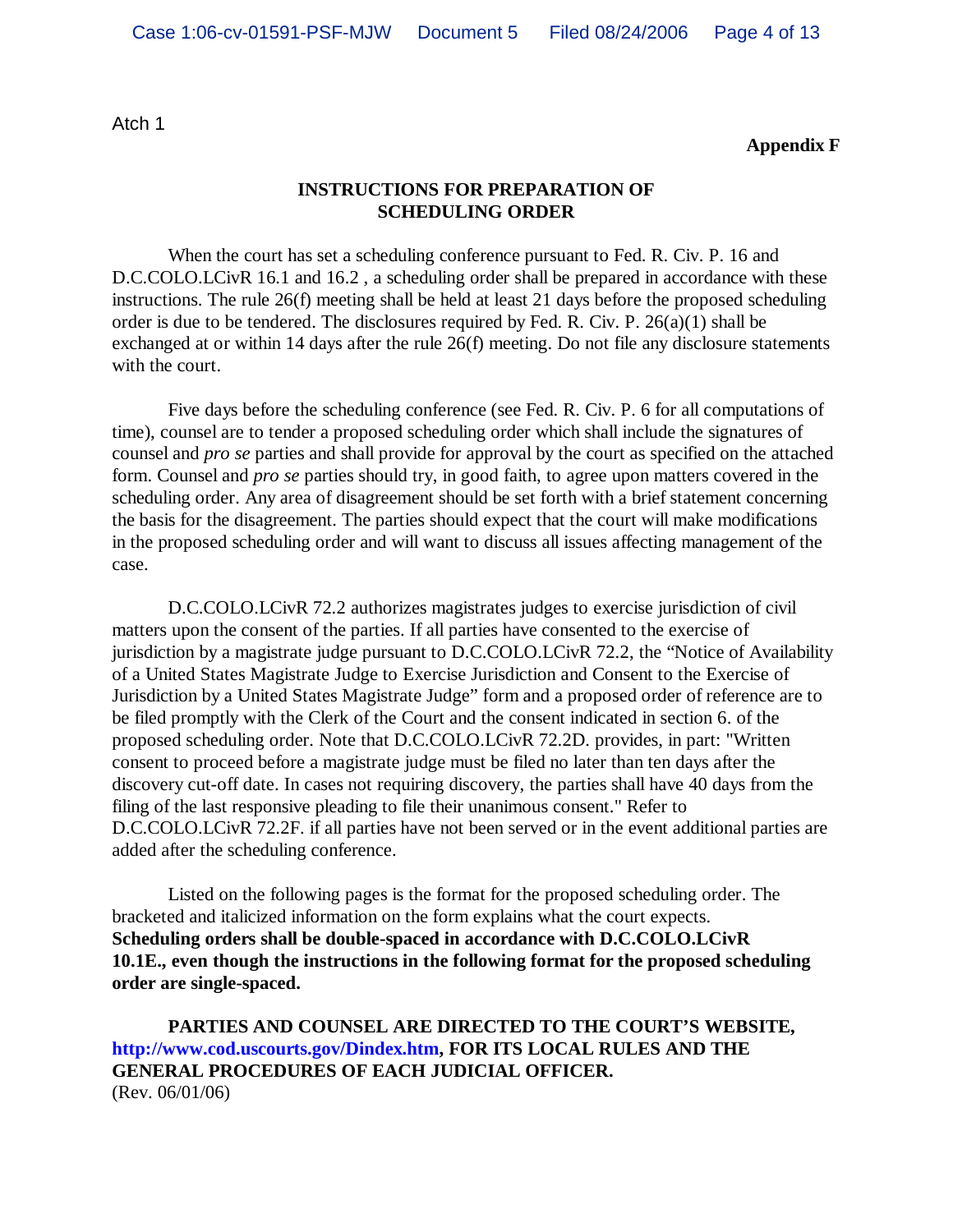Atch 1

**Appendix F**

## INSTRUCTIONS FOR PREPARATION OF SCHEDULING ORDER

When the court has set a scheduling conference pursuant to Fed. R. Civ. P. 16 and D.C.COLO.LCivR 16.1 and 16.2 , a scheduling order shall be prepared in accordance with these instructions. The rule 26(f) meeting shall be held at least 21 days before the proposed scheduling order is due to be tendered. The disclosures required by Fed. R. Civ. P. 26(a)(1) shall be exchanged at or within 14 days after the rule 26(f) meeting. Do not file any disclosure statements with the court.

Five days before the scheduling conference (see Fed. R. Civ. P. 6 for all computations of time), counsel are to tender a proposed scheduling order which shall include the signatures of counsel and *pro se* parties and shall provide for approval by the court as specified on the attached form. Counsel and *pro se* parties should try, in good faith, to agree upon matters covered in the scheduling order. Any area of disagreement should be set forth with a brief statement concerning the basis for the disagreement. The parties should expect that the court will make modifications in the proposed scheduling order and will want to discuss all issues affecting management of the case.

D.C.COLO.LCivR 72.2 authorizes magistrates judges to exercise jurisdiction of civil matters upon the consent of the parties. If all parties have consented to the exercise of jurisdiction by a magistrate judge pursuant to D.C.COLO.LCivR 72.2, the "Notice of Availability of a United States Magistrate Judge to Exercise Jurisdiction and Consent to the Exercise of Jurisdiction by a United States Magistrate Judge" form and a proposed order of reference are to be filed promptly with the Clerk of the Court and the consent indicated in section 6. of the proposed scheduling order. Note that D.C.COLO.LCivR 72.2D. provides, in part: "Written consent to proceed before a magistrate judge must be filed no later than ten days after the discovery cut-off date. In cases not requiring discovery, the parties shall have 40 days from the filing of the last responsive pleading to file their unanimous consent." Refer to D.C.COLO.LCivR 72.2F. if all parties have not been served or in the event additional parties are added after the scheduling conference.

Listed on the following pages is the format for the proposed scheduling order. The bracketed and italicized information on the form explains what the court expects. **Scheduling orders shall be double-spaced in accordance with D.C.COLO.LCivR 10.1E., even though the instructions in the following format for the proposed scheduling order are single-spaced.**

**PARTIES AND COUNSEL ARE DIRECTED TO THE COURT'S WEBSITE, http://www.cod.uscourts.gov/Dindex.htm, FOR ITS LOCAL RULES AND THE GENERAL PROCEDURES OF EACH JUDICIAL OFFICER.**

(Rev. 06/01/06)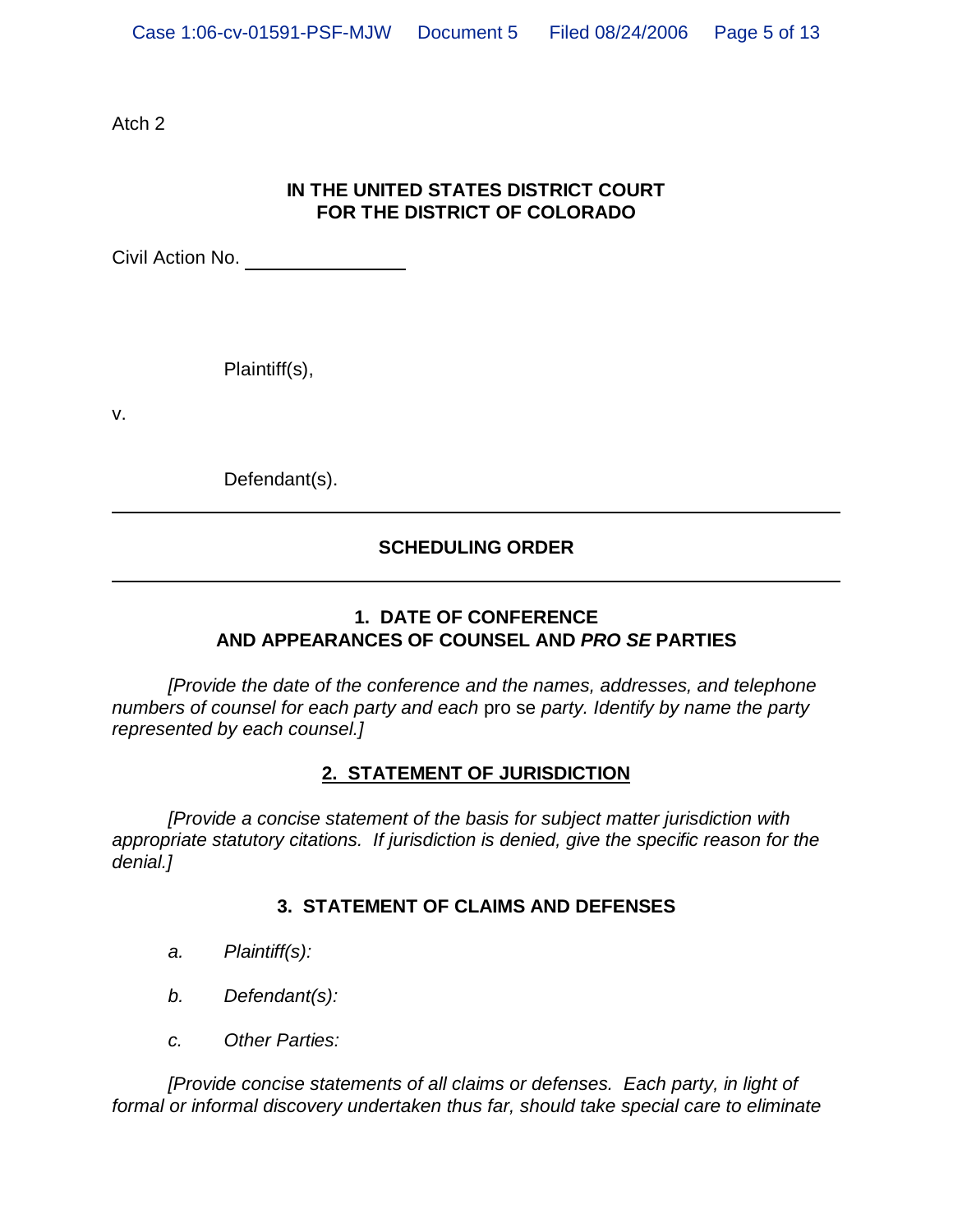Atch 2

**IN THE UNITED STATES DISTRICT COURT**
**FOR THE DISTRICT OF COLORADO**

Civil Action No. ________________

Plaintiff(s),

v.

Defendant(s).

---

**SCHEDULING ORDER**

---

**1. DATE OF CONFERENCE AND APPEARANCES OF COUNSEL AND *PRO SE* PARTIES**

*[Provide the date of the conference and the names, addresses, and telephone numbers of counsel for each party and each* pro se *party. Identify by name the party represented by each counsel.]*

**2. STATEMENT OF JURISDICTION**

*[Provide a concise statement of the basis for subject matter jurisdiction with appropriate statutory citations. If jurisdiction is denied, give the specific reason for the denial.]*

**3. STATEMENT OF CLAIMS AND DEFENSES**

*a. Plaintiff(s):*

*b. Defendant(s):*

*c. Other Parties:*

*[Provide concise statements of all claims or defenses. Each party, in light of formal or informal discovery undertaken thus far, should take special care to eliminate*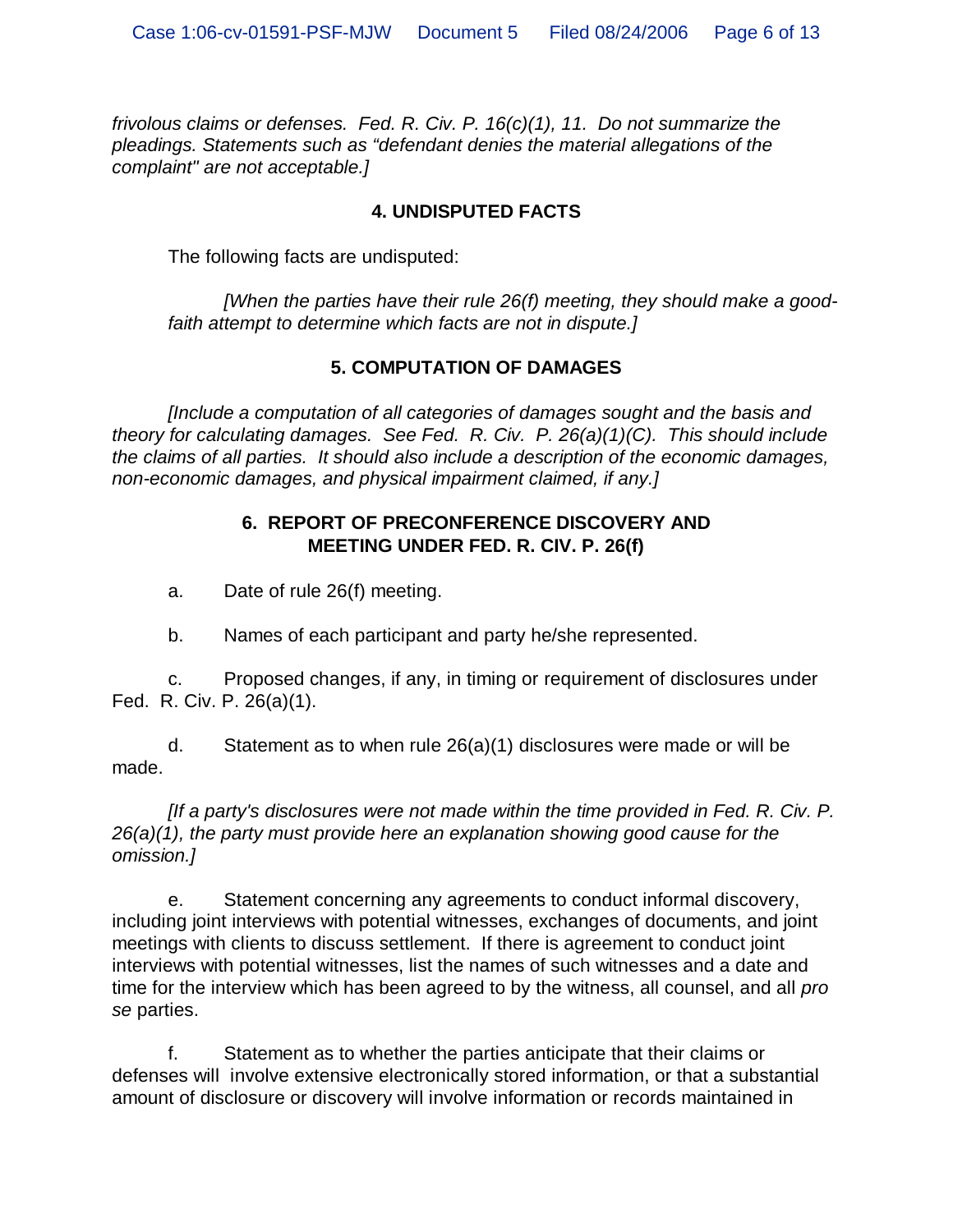*frivolous claims or defenses. Fed. R. Civ. P. 16(c)(1), 11. Do not summarize the pleadings. Statements such as "defendant denies the material allegations of the complaint" are not acceptable.]*

## 4. UNDISPUTED FACTS

The following facts are undisputed:

*[When the parties have their rule 26(f) meeting, they should make a good-faith attempt to determine which facts are not in dispute.]*

## 5. COMPUTATION OF DAMAGES

*[Include a computation of all categories of damages sought and the basis and theory for calculating damages. See Fed. R. Civ. P. 26(a)(1)(C). This should include the claims of all parties. It should also include a description of the economic damages, non-economic damages, and physical impairment claimed, if any.]*

## 6. REPORT OF PRECONFERENCE DISCOVERY AND MEETING UNDER FED. R. CIV. P. 26(f)

a. Date of rule 26(f) meeting.

b. Names of each participant and party he/she represented.

c. Proposed changes, if any, in timing or requirement of disclosures under Fed. R. Civ. P. 26(a)(1).

d. Statement as to when rule 26(a)(1) disclosures were made or will be made.

*[If a party's disclosures were not made within the time provided in Fed. R. Civ. P. 26(a)(1), the party must provide here an explanation showing good cause for the omission.]*

e. Statement concerning any agreements to conduct informal discovery, including joint interviews with potential witnesses, exchanges of documents, and joint meetings with clients to discuss settlement. If there is agreement to conduct joint interviews with potential witnesses, list the names of such witnesses and a date and time for the interview which has been agreed to by the witness, all counsel, and all *pro se* parties.

f. Statement as to whether the parties anticipate that their claims or defenses will involve extensive electronically stored information, or that a substantial amount of disclosure or discovery will involve information or records maintained in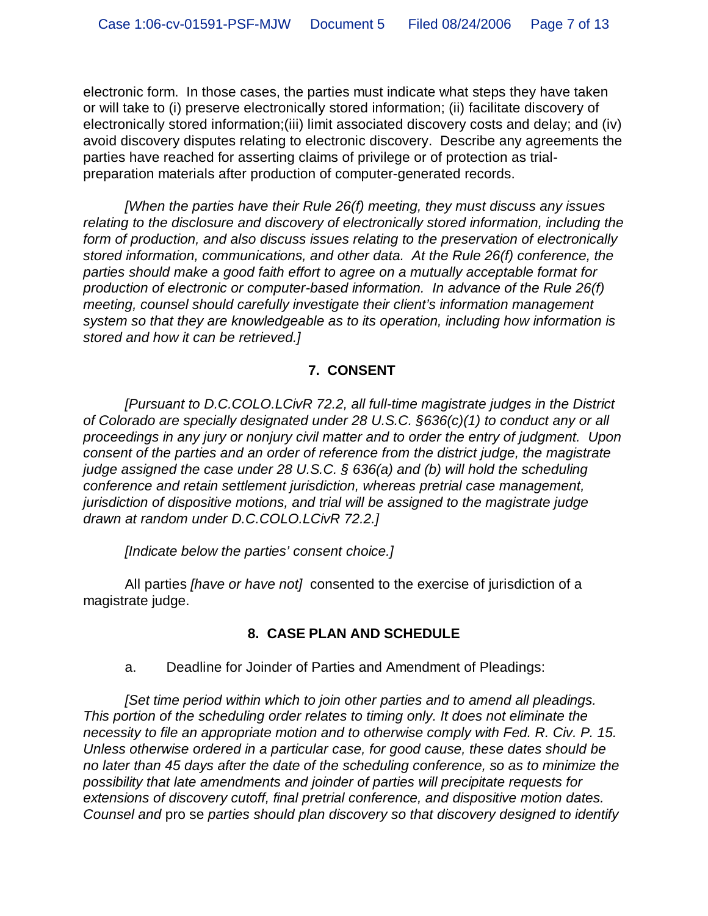electronic form. In those cases, the parties must indicate what steps they have taken or will take to (i) preserve electronically stored information; (ii) facilitate discovery of electronically stored information;(iii) limit associated discovery costs and delay; and (iv) avoid discovery disputes relating to electronic discovery. Describe any agreements the parties have reached for asserting claims of privilege or of protection as trial-preparation materials after production of computer-generated records.

*[When the parties have their Rule 26(f) meeting, they must discuss any issues relating to the disclosure and discovery of electronically stored information, including the form of production, and also discuss issues relating to the preservation of electronically stored information, communications, and other data. At the Rule 26(f) conference, the parties should make a good faith effort to agree on a mutually acceptable format for production of electronic or computer-based information. In advance of the Rule 26(f) meeting, counsel should carefully investigate their client's information management system so that they are knowledgeable as to its operation, including how information is stored and how it can be retrieved.]*

## 7. CONSENT

*[Pursuant to D.C.COLO.LCivR 72.2, all full-time magistrate judges in the District of Colorado are specially designated under 28 U.S.C. §636(c)(1) to conduct any or all proceedings in any jury or nonjury civil matter and to order the entry of judgment. Upon consent of the parties and an order of reference from the district judge, the magistrate judge assigned the case under 28 U.S.C. § 636(a) and (b) will hold the scheduling conference and retain settlement jurisdiction, whereas pretrial case management, jurisdiction of dispositive motions, and trial will be assigned to the magistrate judge drawn at random under D.C.COLO.LCivR 72.2.]*

*[Indicate below the parties' consent choice.]*

All parties *[have or have not]* consented to the exercise of jurisdiction of a magistrate judge.

## 8. CASE PLAN AND SCHEDULE

a. Deadline for Joinder of Parties and Amendment of Pleadings:

*[Set time period within which to join other parties and to amend all pleadings. This portion of the scheduling order relates to timing only. It does not eliminate the necessity to file an appropriate motion and to otherwise comply with Fed. R. Civ. P. 15. Unless otherwise ordered in a particular case, for good cause, these dates should be no later than 45 days after the date of the scheduling conference, so as to minimize the possibility that late amendments and joinder of parties will precipitate requests for extensions of discovery cutoff, final pretrial conference, and dispositive motion dates. Counsel and* pro se *parties should plan discovery so that discovery designed to identify*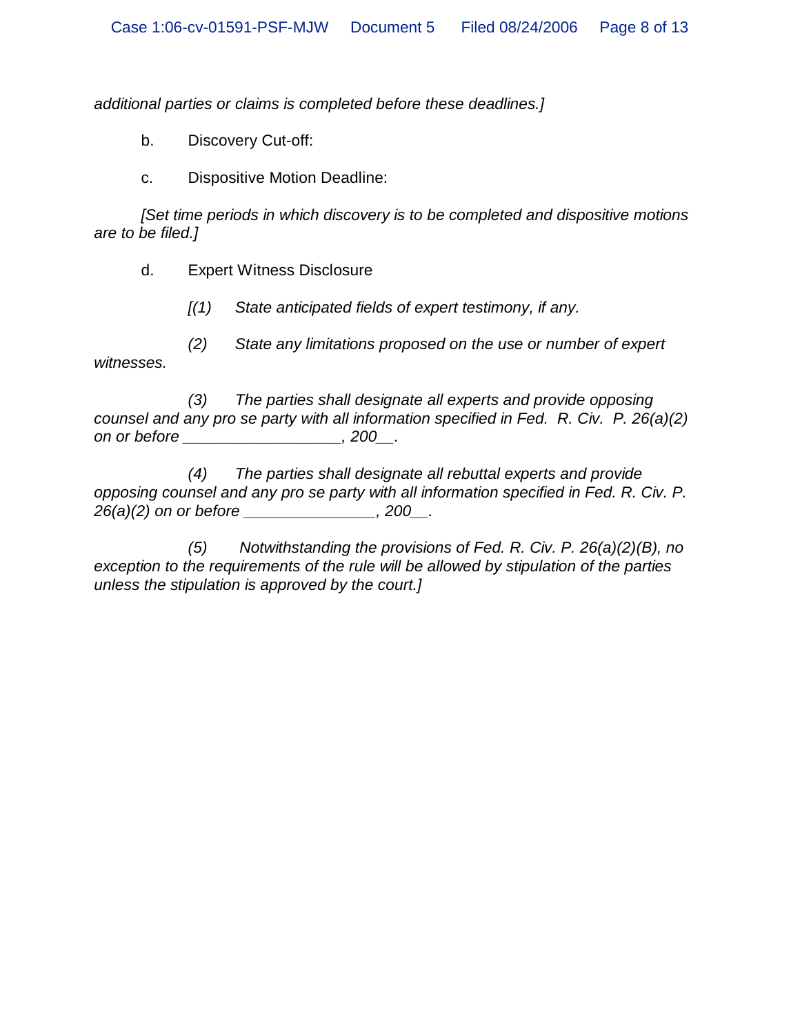*additional parties or claims is completed before these deadlines.]*

b. Discovery Cut-off:

c. Dispositive Motion Deadline:

*[Set time periods in which discovery is to be completed and dispositive motions are to be filed.]*

d. Expert Witness Disclosure

*[(1) State anticipated fields of expert testimony, if any.*

*(2) State any limitations proposed on the use or number of expert witnesses.*

*(3) The parties shall designate all experts and provide opposing counsel and any pro se party with all information specified in Fed. R. Civ. P. 26(a)(2) on or before __________________, 200__.*

*(4) The parties shall designate all rebuttal experts and provide opposing counsel and any pro se party with all information specified in Fed. R. Civ. P. 26(a)(2) on or before _______________, 200__.*

*(5) Notwithstanding the provisions of Fed. R. Civ. P. 26(a)(2)(B), no exception to the requirements of the rule will be allowed by stipulation of the parties unless the stipulation is approved by the court.]*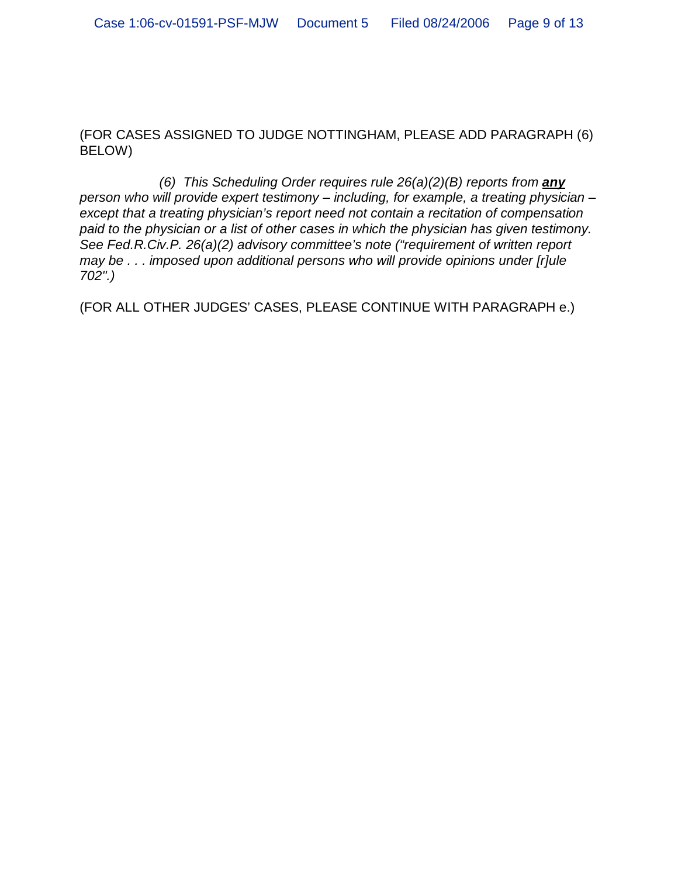(FOR CASES ASSIGNED TO JUDGE NOTTINGHAM, PLEASE ADD PARAGRAPH (6) BELOW)

*(6) This Scheduling Order requires rule 26(a)(2)(B) reports from **any** person who will provide expert testimony – including, for example, a treating physician – except that a treating physician's report need not contain a recitation of compensation paid to the physician or a list of other cases in which the physician has given testimony. See Fed.R.Civ.P. 26(a)(2) advisory committee's note ("requirement of written report may be . . . imposed upon additional persons who will provide opinions under [r]ule 702".)*

(FOR ALL OTHER JUDGES' CASES, PLEASE CONTINUE WITH PARAGRAPH e.)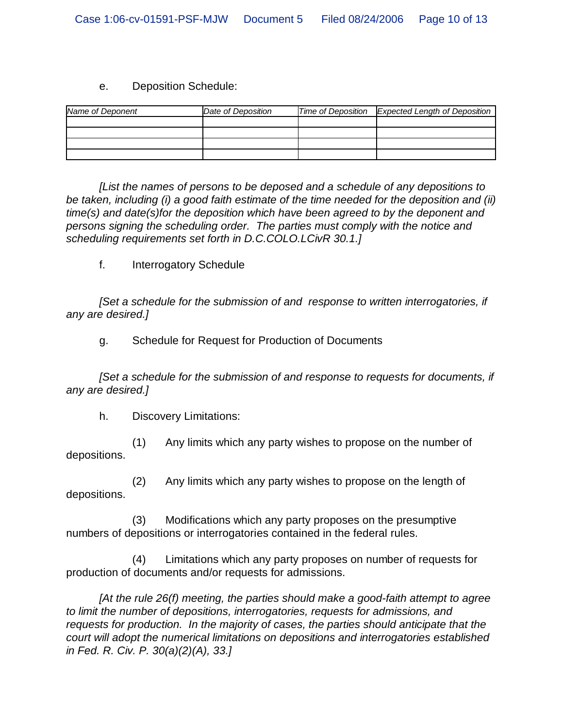e. Deposition Schedule:

| *Name of Deponent* | *Date of Deposition* | *Time of Deposition* | *Expected Length of Deposition* |
|---|---|---|---|
| | | | |
| | | | |
| | | | |
| | | | |

*[List the names of persons to be deposed and a schedule of any depositions to be taken, including (i) a good faith estimate of the time needed for the deposition and (ii) time(s) and date(s)for the deposition which have been agreed to by the deponent and persons signing the scheduling order. The parties must comply with the notice and scheduling requirements set forth in D.C.COLO.LCivR 30.1.]*

f. Interrogatory Schedule

*[Set a schedule for the submission of and response to written interrogatories, if any are desired.]*

g. Schedule for Request for Production of Documents

*[Set a schedule for the submission of and response to requests for documents, if any are desired.]*

h. Discovery Limitations:

(1) Any limits which any party wishes to propose on the number of depositions.

(2) Any limits which any party wishes to propose on the length of depositions.

(3) Modifications which any party proposes on the presumptive numbers of depositions or interrogatories contained in the federal rules.

(4) Limitations which any party proposes on number of requests for production of documents and/or requests for admissions.

*[At the rule 26(f) meeting, the parties should make a good-faith attempt to agree to limit the number of depositions, interrogatories, requests for admissions, and requests for production. In the majority of cases, the parties should anticipate that the court will adopt the numerical limitations on depositions and interrogatories established in Fed. R. Civ. P. 30(a)(2)(A), 33.]*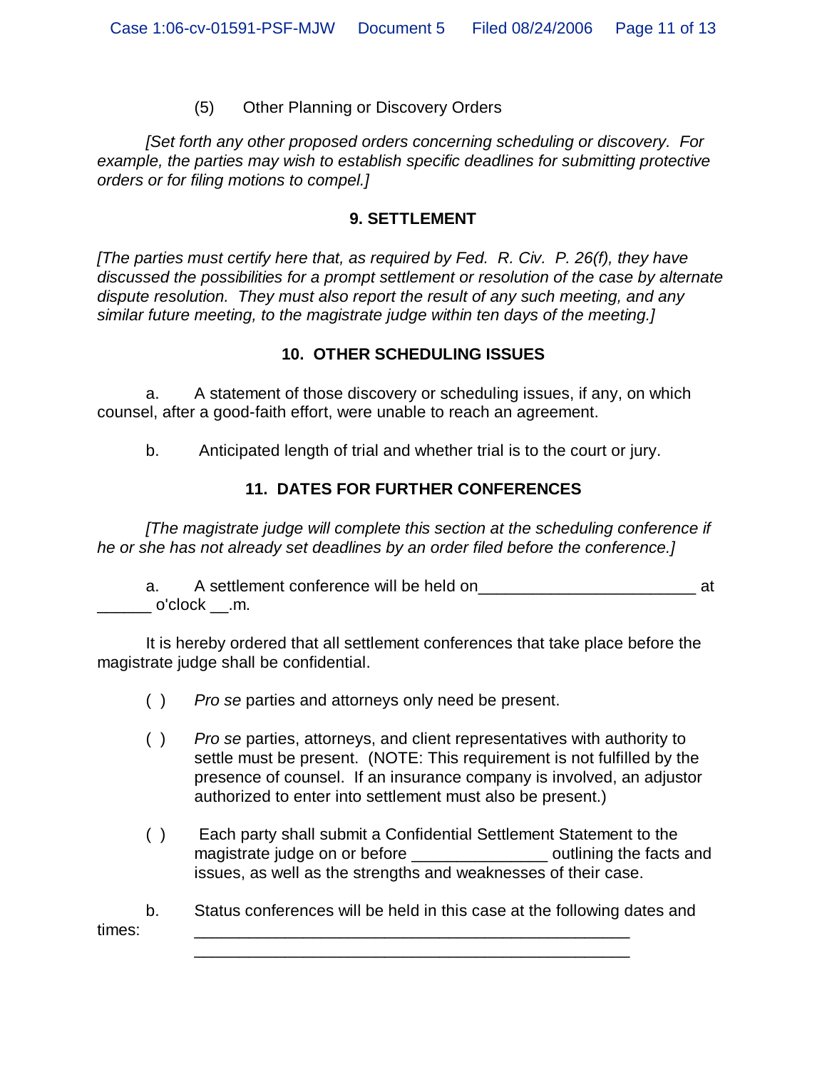(5) Other Planning or Discovery Orders

*[Set forth any other proposed orders concerning scheduling or discovery. For example, the parties may wish to establish specific deadlines for submitting protective orders or for filing motions to compel.]*

## 9. SETTLEMENT

*[The parties must certify here that, as required by Fed. R. Civ. P. 26(f), they have discussed the possibilities for a prompt settlement or resolution of the case by alternate dispute resolution. They must also report the result of any such meeting, and any similar future meeting, to the magistrate judge within ten days of the meeting.]*

## 10. OTHER SCHEDULING ISSUES

a. A statement of those discovery or scheduling issues, if any, on which counsel, after a good-faith effort, were unable to reach an agreement.

b. Anticipated length of trial and whether trial is to the court or jury.

## 11. DATES FOR FURTHER CONFERENCES

*[The magistrate judge will complete this section at the scheduling conference if he or she has not already set deadlines by an order filed before the conference.]*

a. A settlement conference will be held on________________________ at ______ o'clock __.m.

It is hereby ordered that all settlement conferences that take place before the magistrate judge shall be confidential.

( ) *Pro se* parties and attorneys only need be present.

( ) *Pro se* parties, attorneys, and client representatives with authority to settle must be present. (NOTE: This requirement is not fulfilled by the presence of counsel. If an insurance company is involved, an adjustor authorized to enter into settlement must also be present.)

( ) Each party shall submit a Confidential Settlement Statement to the magistrate judge on or before _______________ outlining the facts and issues, as well as the strengths and weaknesses of their case.

b. Status conferences will be held in this case at the following dates and times: ________________________________________________

________________________________________________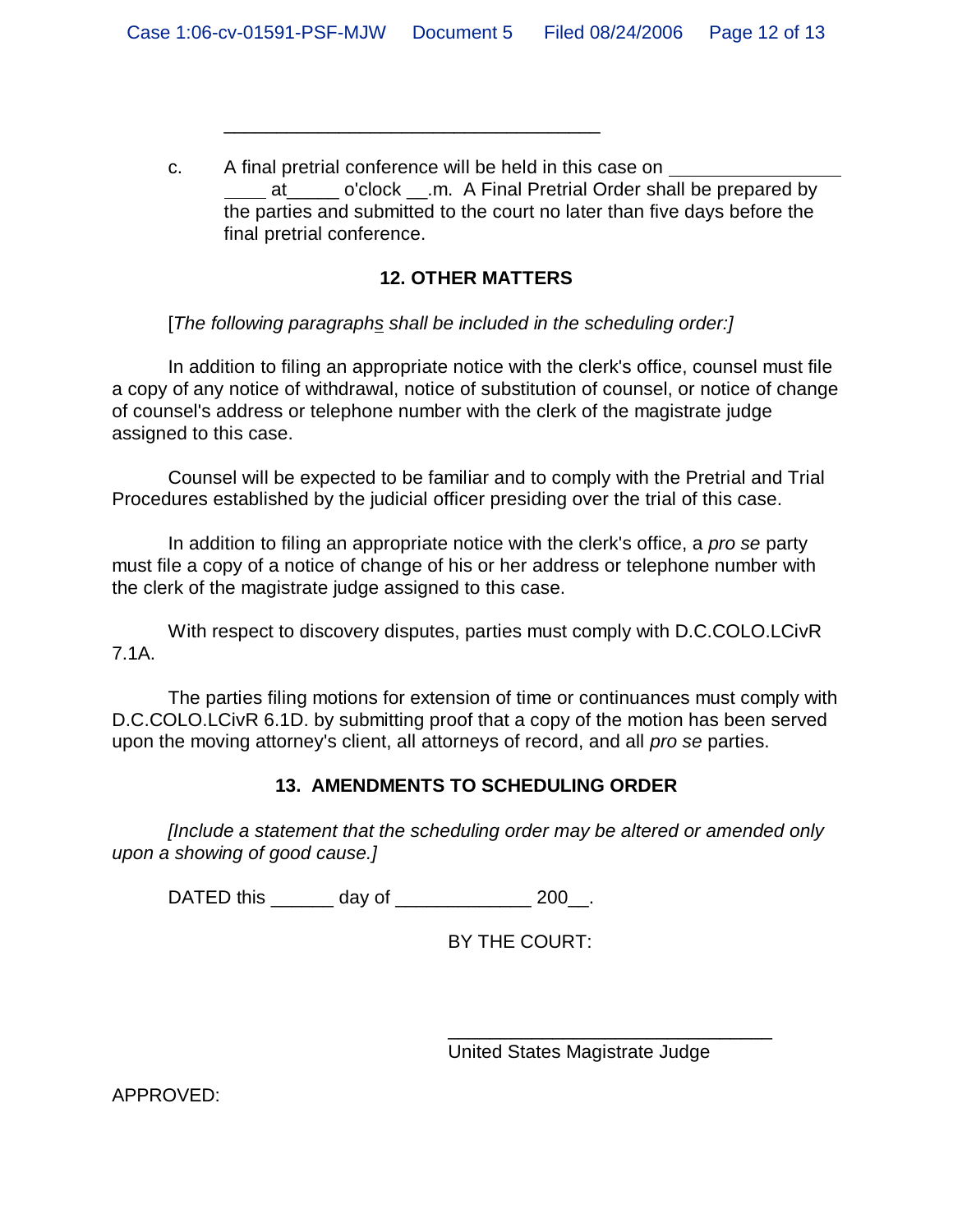\_\_\_\_\_\_\_\_\_\_\_\_\_\_\_\_\_\_\_\_\_\_\_\_\_\_\_\_\_\_\_\_\_\_\_\_\_\_

c. A final pretrial conference will be held in this case on \_\_\_\_\_\_\_\_\_\_\_\_\_\_\_\_\_\_ \_\_\_\_ at\_\_\_\_\_ o'clock \_\_.m. A Final Pretrial Order shall be prepared by the parties and submitted to the court no later than five days before the final pretrial conference.

## 12. OTHER MATTERS

[*The following paragraphs shall be included in the scheduling order:]*

In addition to filing an appropriate notice with the clerk's office, counsel must file a copy of any notice of withdrawal, notice of substitution of counsel, or notice of change of counsel's address or telephone number with the clerk of the magistrate judge assigned to this case.

Counsel will be expected to be familiar and to comply with the Pretrial and Trial Procedures established by the judicial officer presiding over the trial of this case.

In addition to filing an appropriate notice with the clerk's office, a *pro se* party must file a copy of a notice of change of his or her address or telephone number with the clerk of the magistrate judge assigned to this case.

With respect to discovery disputes, parties must comply with D.C.COLO.LCivR 7.1A.

The parties filing motions for extension of time or continuances must comply with D.C.COLO.LCivR 6.1D. by submitting proof that a copy of the motion has been served upon the moving attorney's client, all attorneys of record, and all *pro se* parties.

## 13. AMENDMENTS TO SCHEDULING ORDER

*[Include a statement that the scheduling order may be altered or amended only upon a showing of good cause.]*

DATED this \_\_\_\_\_\_ day of \_\_\_\_\_\_\_\_\_\_\_\_\_ 200\_\_.

BY THE COURT:

\_\_\_\_\_\_\_\_\_\_\_\_\_\_\_\_\_\_\_\_\_\_\_\_\_\_\_\_\_\_\_\_\_\_
United States Magistrate Judge

APPROVED: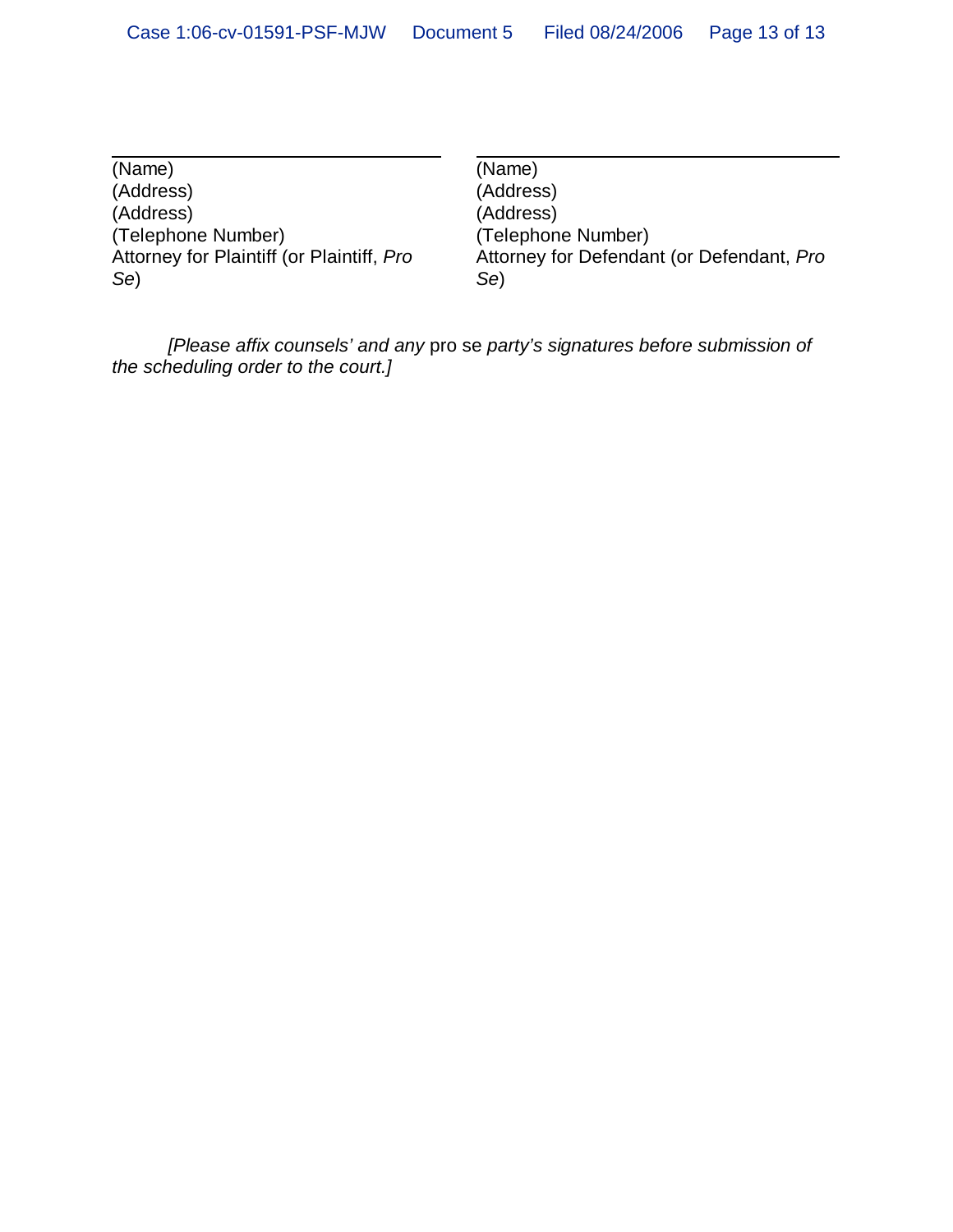\_\_\_\_\_\_\_\_\_\_\_\_\_\_\_\_\_\_\_\_\_\_\_\_\_\_\_\_\_\_\_\_\_\_\_\_\_\_\_\_\_\_\_\_  
(Name)  
(Address)  
(Address)  
(Telephone Number)  
Attorney for Plaintiff (or Plaintiff, *Pro Se*)

\_\_\_\_\_\_\_\_\_\_\_\_\_\_\_\_\_\_\_\_\_\_\_\_\_\_\_\_\_\_\_\_\_\_\_\_\_\_\_\_\_\_\_\_  
(Name)  
(Address)  
(Address)  
(Telephone Number)  
Attorney for Defendant (or Defendant, *Pro Se*)

*[Please affix counsels' and any* pro se *party's signatures before submission of the scheduling order to the court.]*